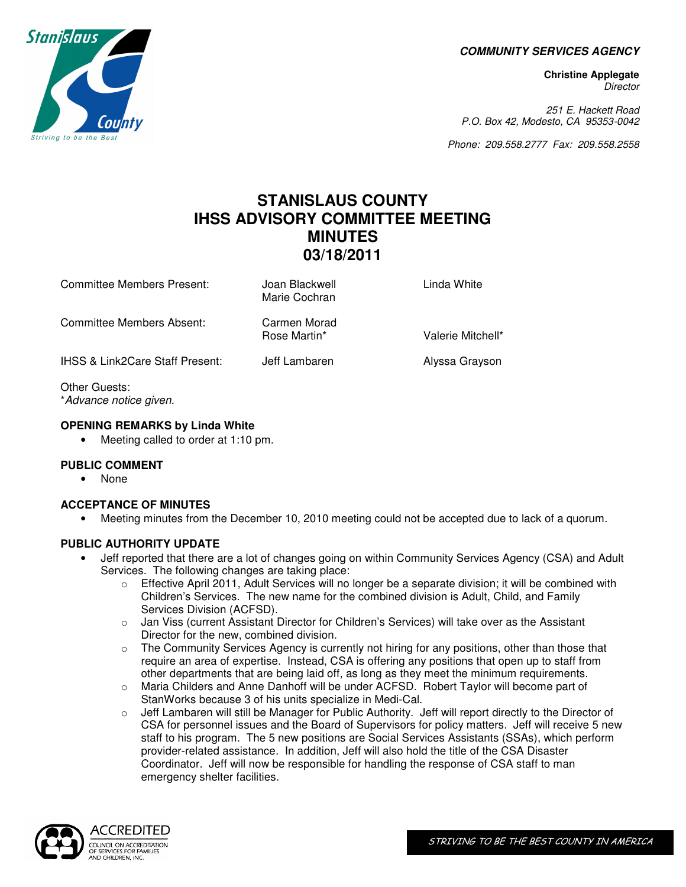**COMMUNITY SERVICES AGENCY**

**Christine Applegate**
*Director*

*251 E. Hackett Road*
*P.O. Box 42, Modesto, CA 95353-0042*

*Phone: 209.558.2777 Fax: 209.558.2558*

# STANISLAUS COUNTY
# IHSS ADVISORY COMMITTEE MEETING
# MINUTES
# 03/18/2011

| | | |
|---|---|---|
| Committee Members Present: | Joan Blackwell<br>Marie Cochran | Linda White |
| Committee Members Absent: | Carmen Morad<br>Rose Martin* | Valerie Mitchell* |
| IHSS & Link2Care Staff Present: | Jeff Lambaren | Alyssa Grayson |

Other Guests:
\*Advance notice given.

**OPENING REMARKS by Linda White**

- Meeting called to order at 1:10 pm.

**PUBLIC COMMENT**

- None

**ACCEPTANCE OF MINUTES**

- Meeting minutes from the December 10, 2010 meeting could not be accepted due to lack of a quorum.

**PUBLIC AUTHORITY UPDATE**

- Jeff reported that there are a lot of changes going on within Community Services Agency (CSA) and Adult Services. The following changes are taking place:
  - Effective April 2011, Adult Services will no longer be a separate division; it will be combined with Children's Services. The new name for the combined division is Adult, Child, and Family Services Division (ACFSD).
  - Jan Viss (current Assistant Director for Children's Services) will take over as the Assistant Director for the new, combined division.
  - The Community Services Agency is currently not hiring for any positions, other than those that require an area of expertise. Instead, CSA is offering any positions that open up to staff from other departments that are being laid off, as long as they meet the minimum requirements.
  - Maria Childers and Anne Danhoff will be under ACFSD. Robert Taylor will become part of StanWorks because 3 of his units specialize in Medi-Cal.
  - Jeff Lambaren will still be Manager for Public Authority. Jeff will report directly to the Director of CSA for personnel issues and the Board of Supervisors for policy matters. Jeff will receive 5 new staff to his program. The 5 new positions are Social Services Assistants (SSAs), which perform provider-related assistance. In addition, Jeff will also hold the title of the CSA Disaster Coordinator. Jeff will now be responsible for handling the response of CSA staff to man emergency shelter facilities.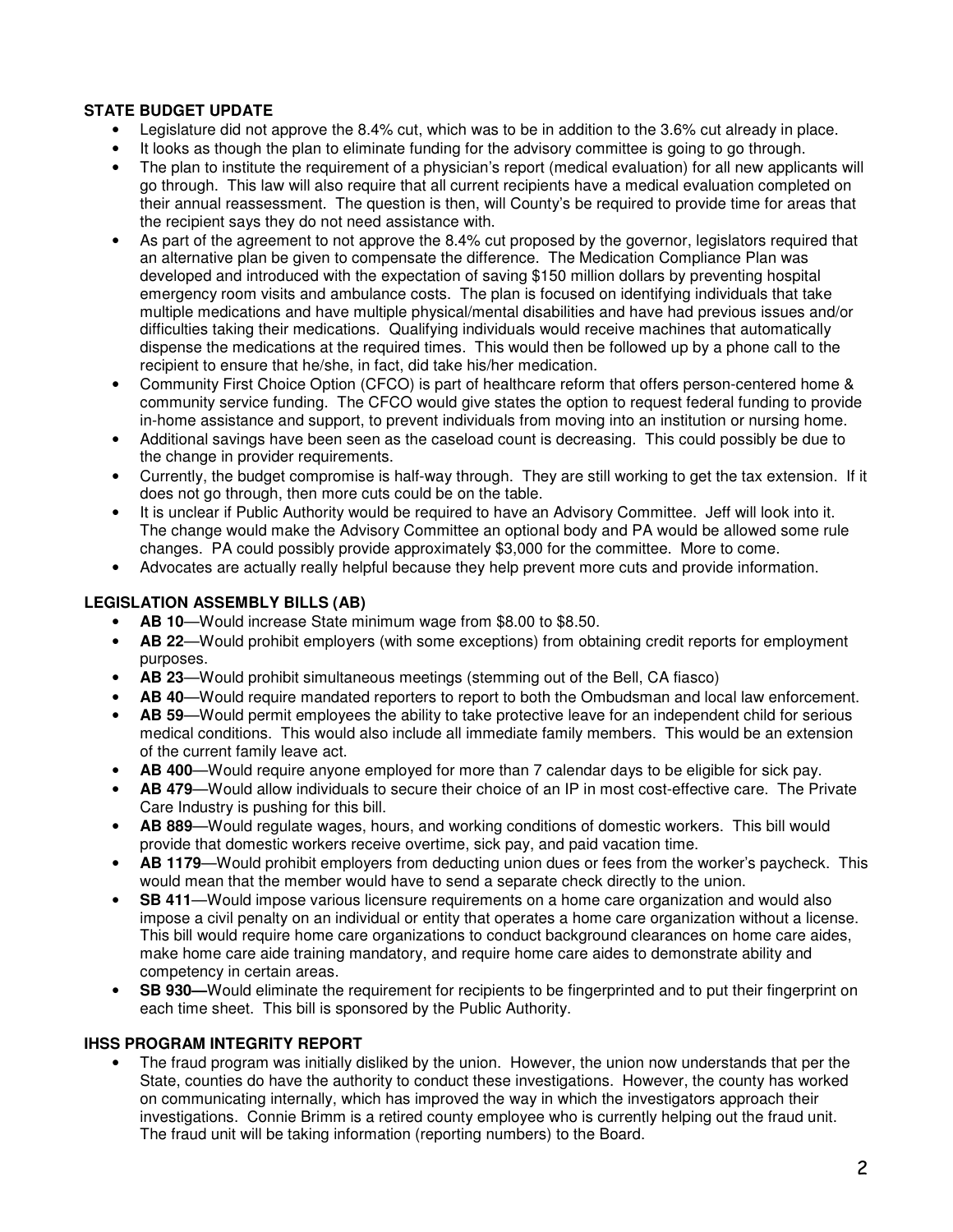**STATE BUDGET UPDATE**

- Legislature did not approve the 8.4% cut, which was to be in addition to the 3.6% cut already in place.
- It looks as though the plan to eliminate funding for the advisory committee is going to go through.
- The plan to institute the requirement of a physician's report (medical evaluation) for all new applicants will go through. This law will also require that all current recipients have a medical evaluation completed on their annual reassessment. The question is then, will County's be required to provide time for areas that the recipient says they do not need assistance with.
- As part of the agreement to not approve the 8.4% cut proposed by the governor, legislators required that an alternative plan be given to compensate the difference. The Medication Compliance Plan was developed and introduced with the expectation of saving $150 million dollars by preventing hospital emergency room visits and ambulance costs. The plan is focused on identifying individuals that take multiple medications and have multiple physical/mental disabilities and have had previous issues and/or difficulties taking their medications. Qualifying individuals would receive machines that automatically dispense the medications at the required times. This would then be followed up by a phone call to the recipient to ensure that he/she, in fact, did take his/her medication.
- Community First Choice Option (CFCO) is part of healthcare reform that offers person-centered home & community service funding. The CFCO would give states the option to request federal funding to provide in-home assistance and support, to prevent individuals from moving into an institution or nursing home.
- Additional savings have been seen as the caseload count is decreasing. This could possibly be due to the change in provider requirements.
- Currently, the budget compromise is half-way through. They are still working to get the tax extension. If it does not go through, then more cuts could be on the table.
- It is unclear if Public Authority would be required to have an Advisory Committee. Jeff will look into it. The change would make the Advisory Committee an optional body and PA would be allowed some rule changes. PA could possibly provide approximately $3,000 for the committee. More to come.
- Advocates are actually really helpful because they help prevent more cuts and provide information.

**LEGISLATION ASSEMBLY BILLS (AB)**

- **AB 10**—Would increase State minimum wage from $8.00 to $8.50.
- **AB 22**—Would prohibit employers (with some exceptions) from obtaining credit reports for employment purposes.
- **AB 23**—Would prohibit simultaneous meetings (stemming out of the Bell, CA fiasco)
- **AB 40**—Would require mandated reporters to report to both the Ombudsman and local law enforcement.
- **AB 59**—Would permit employees the ability to take protective leave for an independent child for serious medical conditions. This would also include all immediate family members. This would be an extension of the current family leave act.
- **AB 400**—Would require anyone employed for more than 7 calendar days to be eligible for sick pay.
- **AB 479**—Would allow individuals to secure their choice of an IP in most cost-effective care. The Private Care Industry is pushing for this bill.
- **AB 889**—Would regulate wages, hours, and working conditions of domestic workers. This bill would provide that domestic workers receive overtime, sick pay, and paid vacation time.
- **AB 1179**—Would prohibit employers from deducting union dues or fees from the worker's paycheck. This would mean that the member would have to send a separate check directly to the union.
- **SB 411**—Would impose various licensure requirements on a home care organization and would also impose a civil penalty on an individual or entity that operates a home care organization without a license. This bill would require home care organizations to conduct background clearances on home care aides, make home care aide training mandatory, and require home care aides to demonstrate ability and competency in certain areas.
- **SB 930—**Would eliminate the requirement for recipients to be fingerprinted and to put their fingerprint on each time sheet. This bill is sponsored by the Public Authority.

**IHSS PROGRAM INTEGRITY REPORT**

- The fraud program was initially disliked by the union. However, the union now understands that per the State, counties do have the authority to conduct these investigations. However, the county has worked on communicating internally, which has improved the way in which the investigators approach their investigations. Connie Brimm is a retired county employee who is currently helping out the fraud unit. The fraud unit will be taking information (reporting numbers) to the Board.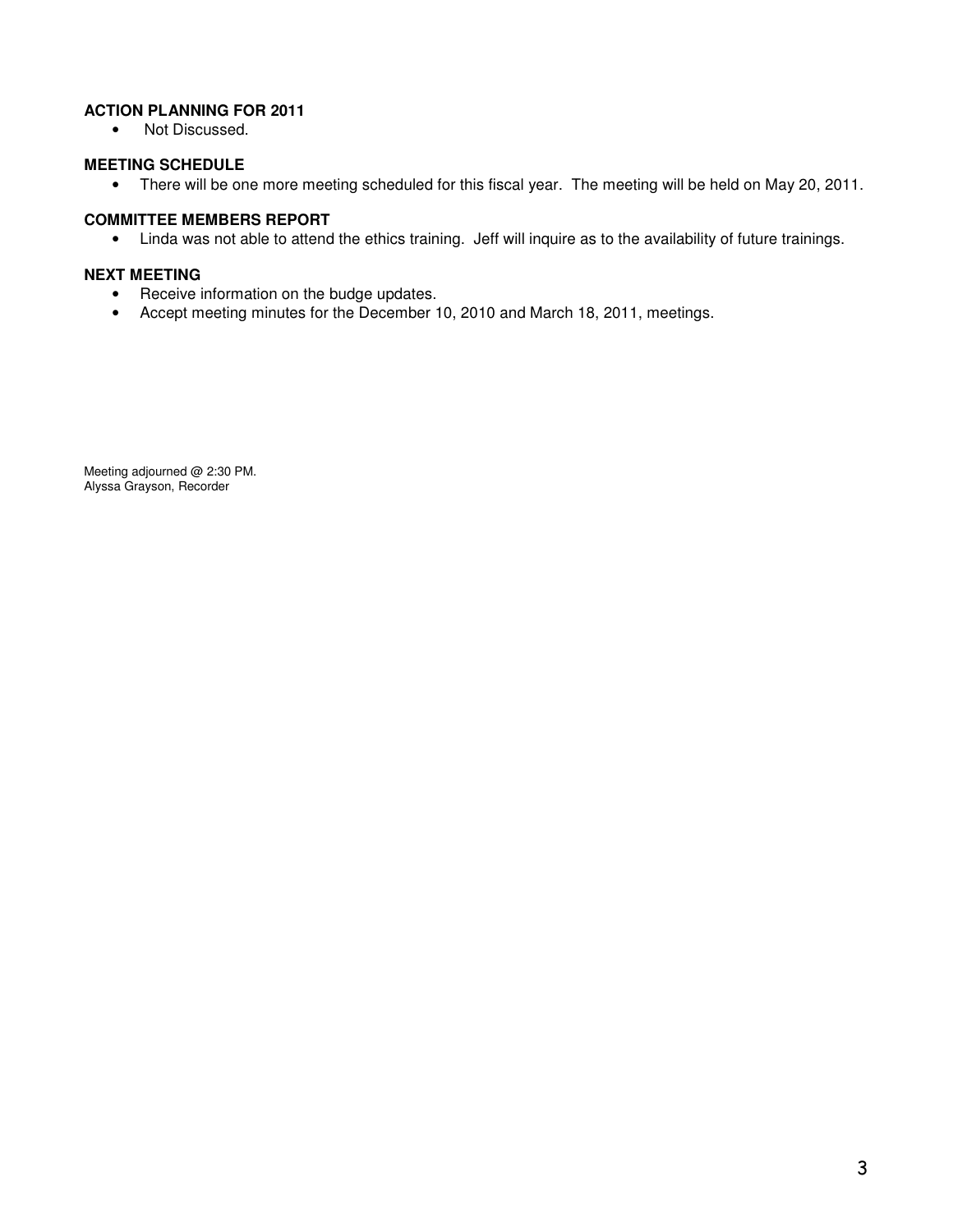**ACTION PLANNING FOR 2011**

- Not Discussed.

**MEETING SCHEDULE**

- There will be one more meeting scheduled for this fiscal year. The meeting will be held on May 20, 2011.

**COMMITTEE MEMBERS REPORT**

- Linda was not able to attend the ethics training. Jeff will inquire as to the availability of future trainings.

**NEXT MEETING**

- Receive information on the budge updates.
- Accept meeting minutes for the December 10, 2010 and March 18, 2011, meetings.

Meeting adjourned @ 2:30 PM.
Alyssa Grayson, Recorder